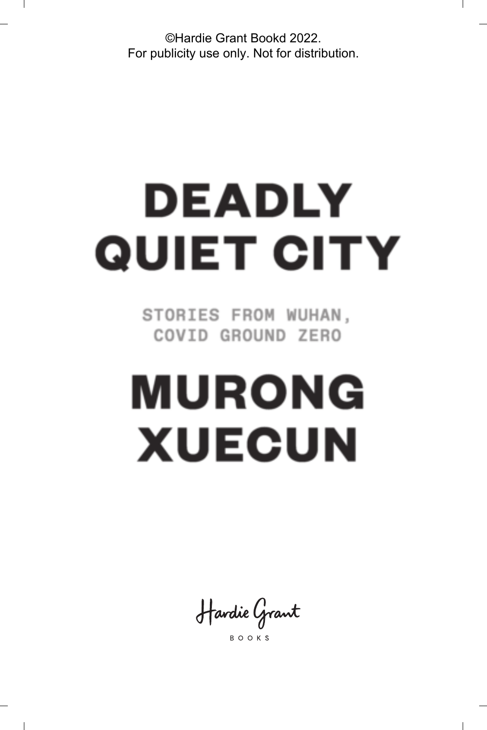©Hardie Grant Bookd 2022.
For publicity use only. Not for distribution.

# DEADLY QUIET CITY

## STORIES FROM WUHAN, COVID GROUND ZERO

## MURONG XUECUN

Hardie Grant

BOOKS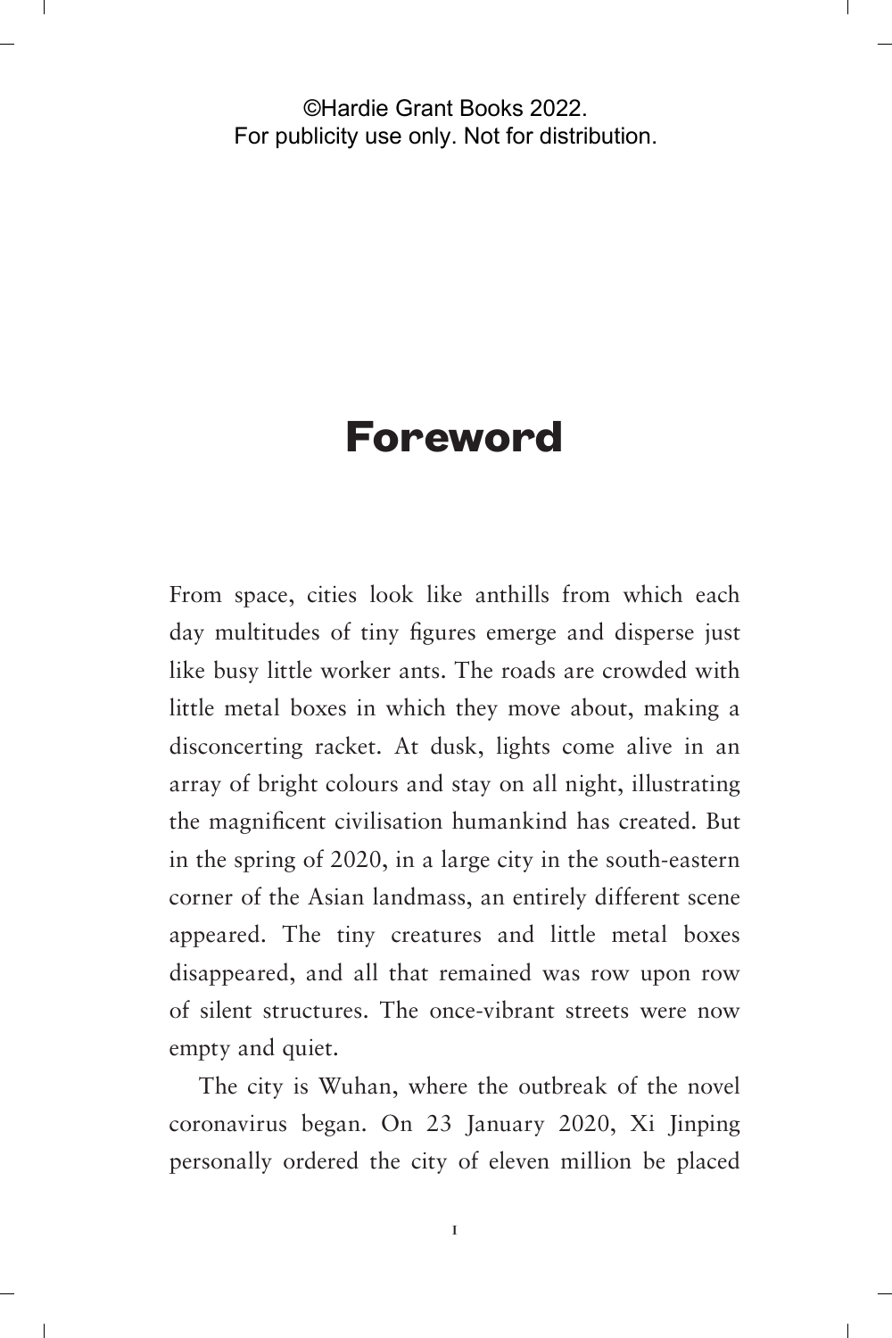©Hardie Grant Books 2022.
For publicity use only. Not for distribution.

# Foreword

From space, cities look like anthills from which each day multitudes of tiny figures emerge and disperse just like busy little worker ants. The roads are crowded with little metal boxes in which they move about, making a disconcerting racket. At dusk, lights come alive in an array of bright colours and stay on all night, illustrating the magnificent civilisation humankind has created. But in the spring of 2020, in a large city in the south-eastern corner of the Asian landmass, an entirely different scene appeared. The tiny creatures and little metal boxes disappeared, and all that remained was row upon row of silent structures. The once-vibrant streets were now empty and quiet.

The city is Wuhan, where the outbreak of the novel coronavirus began. On 23 January 2020, Xi Jinping personally ordered the city of eleven million be placed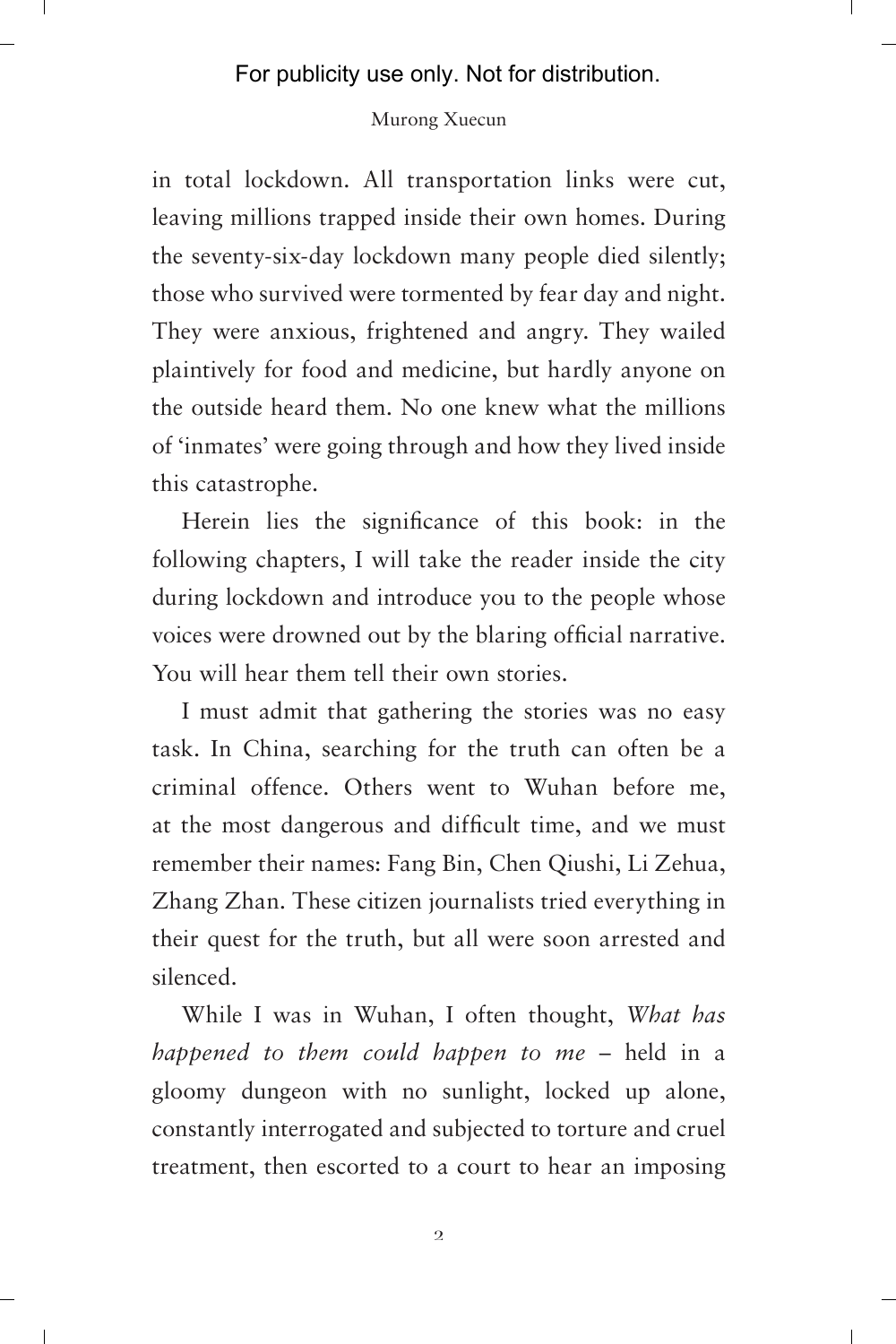in total lockdown. All transportation links were cut, leaving millions trapped inside their own homes. During the seventy-six-day lockdown many people died silently; those who survived were tormented by fear day and night. They were anxious, frightened and angry. They wailed plaintively for food and medicine, but hardly anyone on the outside heard them. No one knew what the millions of 'inmates' were going through and how they lived inside this catastrophe.

Herein lies the significance of this book: in the following chapters, I will take the reader inside the city during lockdown and introduce you to the people whose voices were drowned out by the blaring official narrative. You will hear them tell their own stories.

I must admit that gathering the stories was no easy task. In China, searching for the truth can often be a criminal offence. Others went to Wuhan before me, at the most dangerous and difficult time, and we must remember their names: Fang Bin, Chen Qiushi, Li Zehua, Zhang Zhan. These citizen journalists tried everything in their quest for the truth, but all were soon arrested and silenced.

While I was in Wuhan, I often thought, *What has happened to them could happen to me* – held in a gloomy dungeon with no sunlight, locked up alone, constantly interrogated and subjected to torture and cruel treatment, then escorted to a court to hear an imposing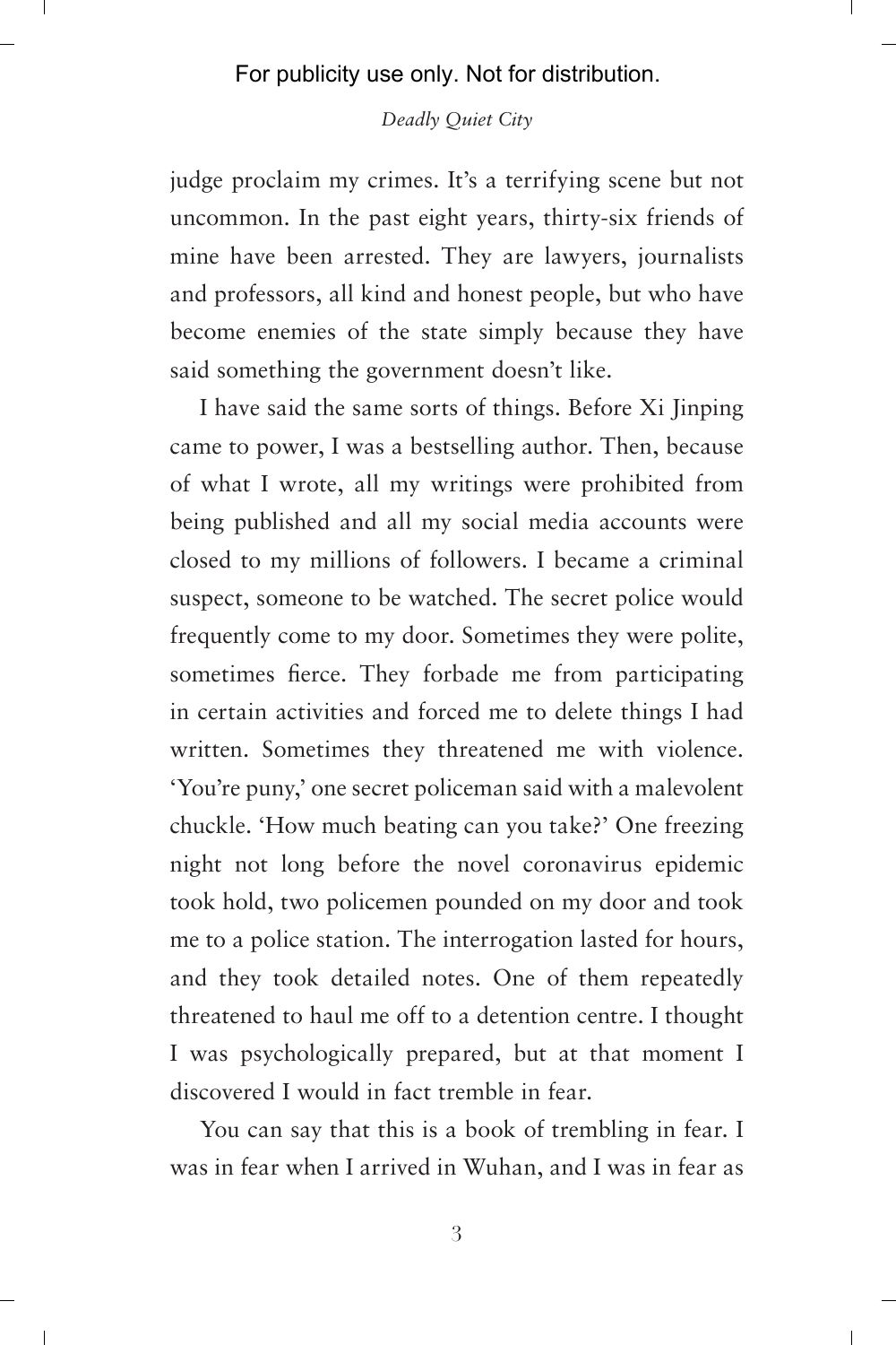judge proclaim my crimes. It's a terrifying scene but not uncommon. In the past eight years, thirty-six friends of mine have been arrested. They are lawyers, journalists and professors, all kind and honest people, but who have become enemies of the state simply because they have said something the government doesn't like.

I have said the same sorts of things. Before Xi Jinping came to power, I was a bestselling author. Then, because of what I wrote, all my writings were prohibited from being published and all my social media accounts were closed to my millions of followers. I became a criminal suspect, someone to be watched. The secret police would frequently come to my door. Sometimes they were polite, sometimes fierce. They forbade me from participating in certain activities and forced me to delete things I had written. Sometimes they threatened me with violence. 'You're puny,' one secret policeman said with a malevolent chuckle. 'How much beating can you take?' One freezing night not long before the novel coronavirus epidemic took hold, two policemen pounded on my door and took me to a police station. The interrogation lasted for hours, and they took detailed notes. One of them repeatedly threatened to haul me off to a detention centre. I thought I was psychologically prepared, but at that moment I discovered I would in fact tremble in fear.

You can say that this is a book of trembling in fear. I was in fear when I arrived in Wuhan, and I was in fear as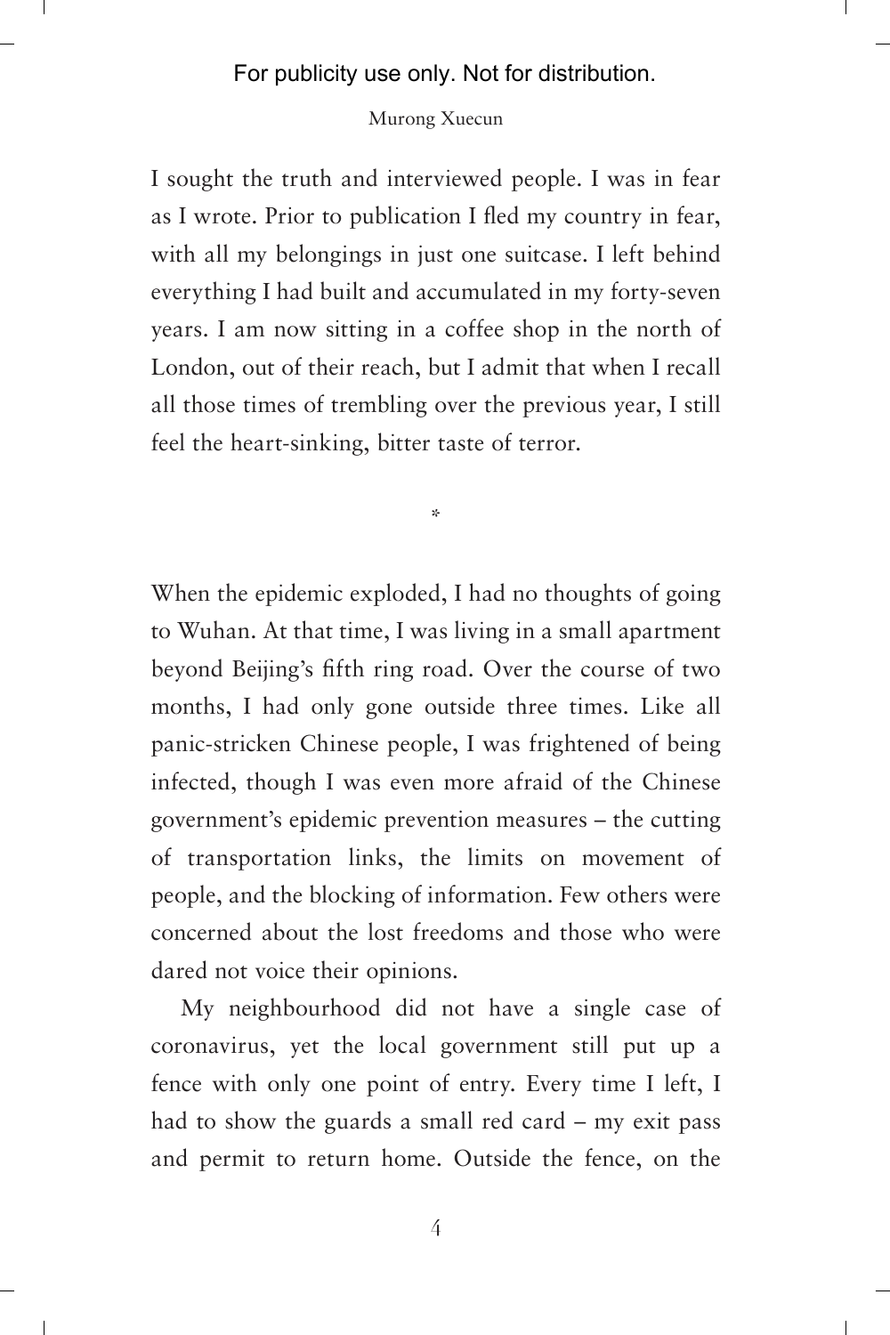I sought the truth and interviewed people. I was in fear as I wrote. Prior to publication I fled my country in fear, with all my belongings in just one suitcase. I left behind everything I had built and accumulated in my forty-seven years. I am now sitting in a coffee shop in the north of London, out of their reach, but I admit that when I recall all those times of trembling over the previous year, I still feel the heart-sinking, bitter taste of terror.

*

When the epidemic exploded, I had no thoughts of going to Wuhan. At that time, I was living in a small apartment beyond Beijing's fifth ring road. Over the course of two months, I had only gone outside three times. Like all panic-stricken Chinese people, I was frightened of being infected, though I was even more afraid of the Chinese government's epidemic prevention measures – the cutting of transportation links, the limits on movement of people, and the blocking of information. Few others were concerned about the lost freedoms and those who were dared not voice their opinions.

My neighbourhood did not have a single case of coronavirus, yet the local government still put up a fence with only one point of entry. Every time I left, I had to show the guards a small red card – my exit pass and permit to return home. Outside the fence, on the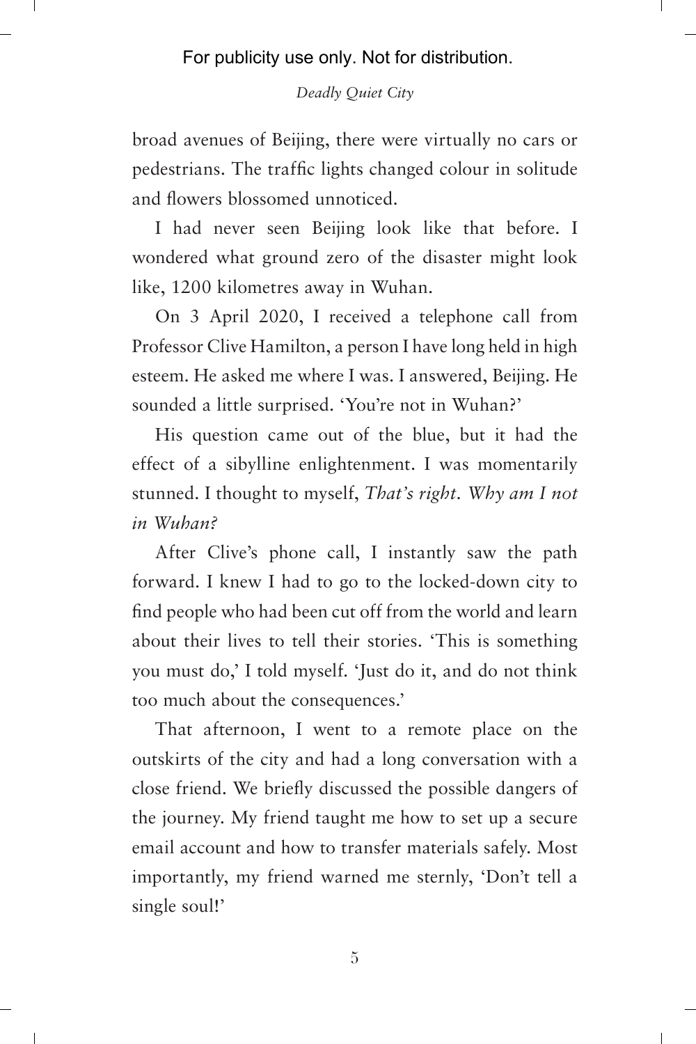broad avenues of Beijing, there were virtually no cars or pedestrians. The traffic lights changed colour in solitude and flowers blossomed unnoticed.

I had never seen Beijing look like that before. I wondered what ground zero of the disaster might look like, 1200 kilometres away in Wuhan.

On 3 April 2020, I received a telephone call from Professor Clive Hamilton, a person I have long held in high esteem. He asked me where I was. I answered, Beijing. He sounded a little surprised. 'You're not in Wuhan?'

His question came out of the blue, but it had the effect of a sibylline enlightenment. I was momentarily stunned. I thought to myself, *That's right. Why am I not in Wuhan?*

After Clive's phone call, I instantly saw the path forward. I knew I had to go to the locked-down city to find people who had been cut off from the world and learn about their lives to tell their stories. 'This is something you must do,' I told myself. 'Just do it, and do not think too much about the consequences.'

That afternoon, I went to a remote place on the outskirts of the city and had a long conversation with a close friend. We briefly discussed the possible dangers of the journey. My friend taught me how to set up a secure email account and how to transfer materials safely. Most importantly, my friend warned me sternly, 'Don't tell a single soul!'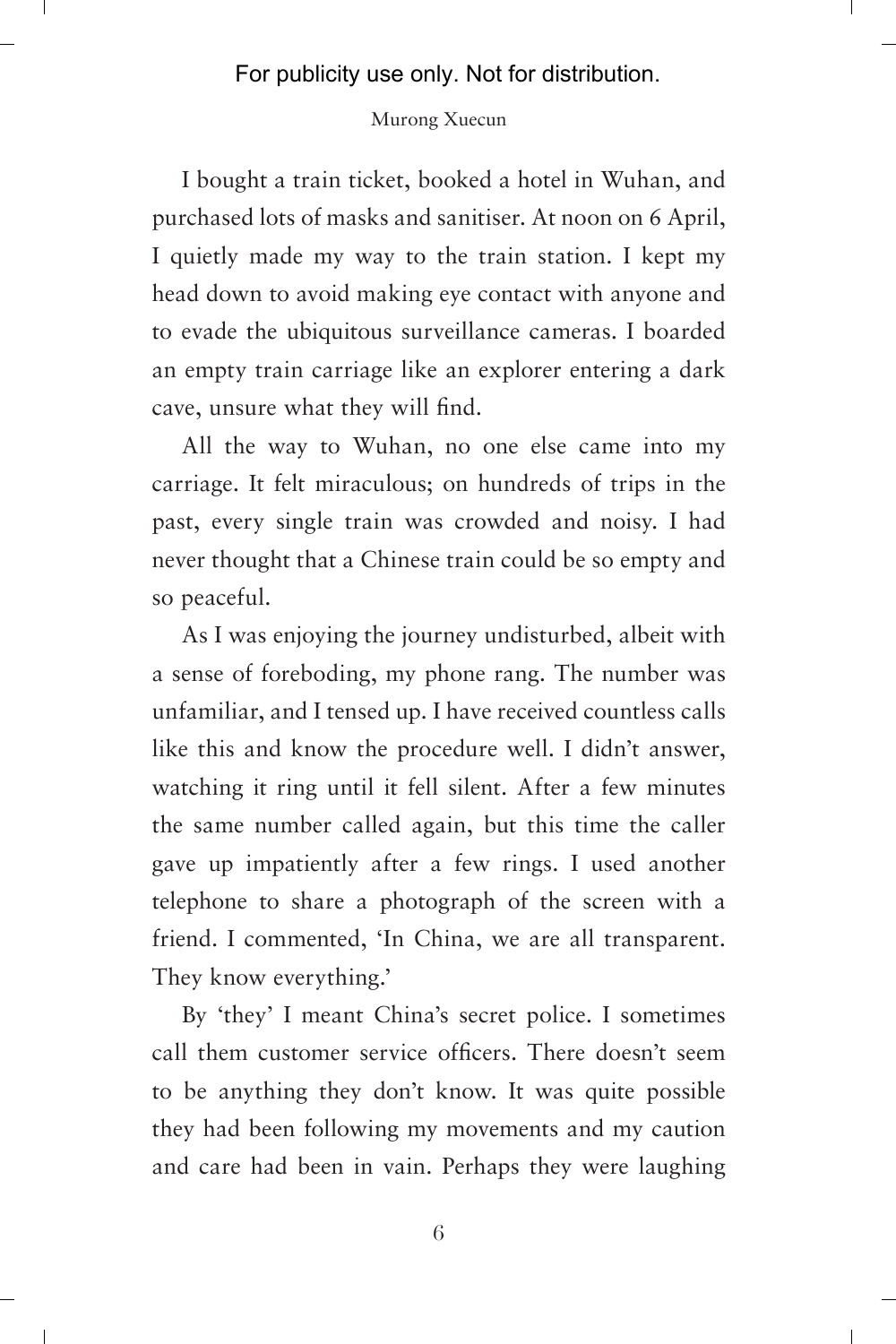I bought a train ticket, booked a hotel in Wuhan, and purchased lots of masks and sanitiser. At noon on 6 April, I quietly made my way to the train station. I kept my head down to avoid making eye contact with anyone and to evade the ubiquitous surveillance cameras. I boarded an empty train carriage like an explorer entering a dark cave, unsure what they will find.

All the way to Wuhan, no one else came into my carriage. It felt miraculous; on hundreds of trips in the past, every single train was crowded and noisy. I had never thought that a Chinese train could be so empty and so peaceful.

As I was enjoying the journey undisturbed, albeit with a sense of foreboding, my phone rang. The number was unfamiliar, and I tensed up. I have received countless calls like this and know the procedure well. I didn't answer, watching it ring until it fell silent. After a few minutes the same number called again, but this time the caller gave up impatiently after a few rings. I used another telephone to share a photograph of the screen with a friend. I commented, 'In China, we are all transparent. They know everything.'

By 'they' I meant China's secret police. I sometimes call them customer service officers. There doesn't seem to be anything they don't know. It was quite possible they had been following my movements and my caution and care had been in vain. Perhaps they were laughing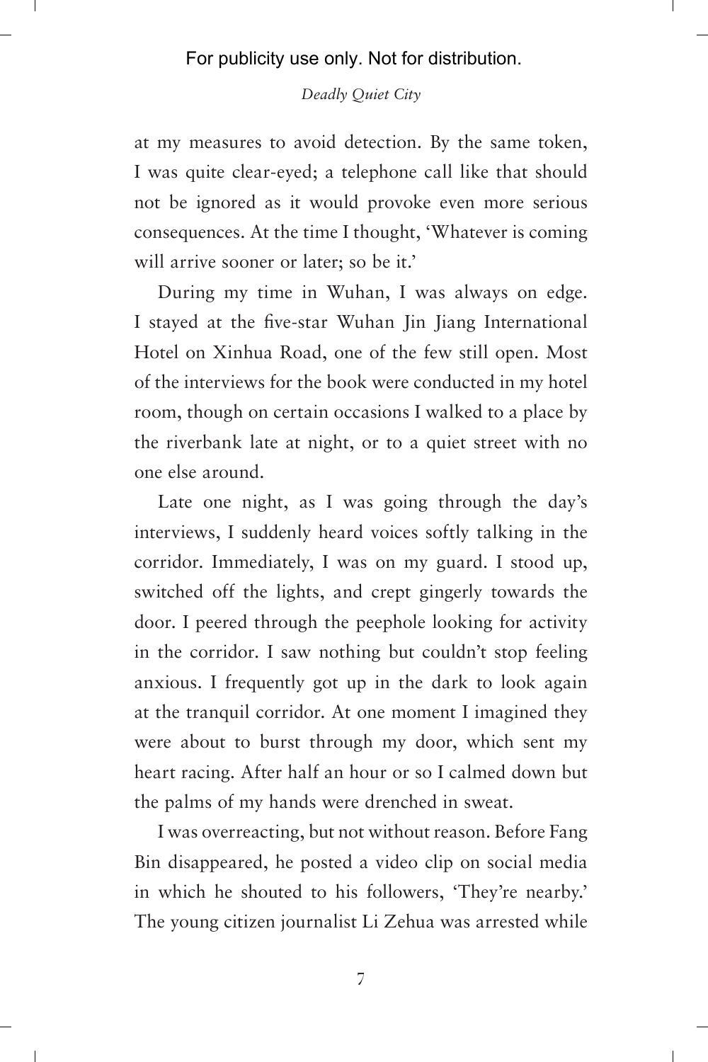at my measures to avoid detection. By the same token, I was quite clear-eyed; a telephone call like that should not be ignored as it would provoke even more serious consequences. At the time I thought, 'Whatever is coming will arrive sooner or later; so be it.'

During my time in Wuhan, I was always on edge. I stayed at the five-star Wuhan Jin Jiang International Hotel on Xinhua Road, one of the few still open. Most of the interviews for the book were conducted in my hotel room, though on certain occasions I walked to a place by the riverbank late at night, or to a quiet street with no one else around.

Late one night, as I was going through the day's interviews, I suddenly heard voices softly talking in the corridor. Immediately, I was on my guard. I stood up, switched off the lights, and crept gingerly towards the door. I peered through the peephole looking for activity in the corridor. I saw nothing but couldn't stop feeling anxious. I frequently got up in the dark to look again at the tranquil corridor. At one moment I imagined they were about to burst through my door, which sent my heart racing. After half an hour or so I calmed down but the palms of my hands were drenched in sweat.

I was overreacting, but not without reason. Before Fang Bin disappeared, he posted a video clip on social media in which he shouted to his followers, 'They're nearby.' The young citizen journalist Li Zehua was arrested while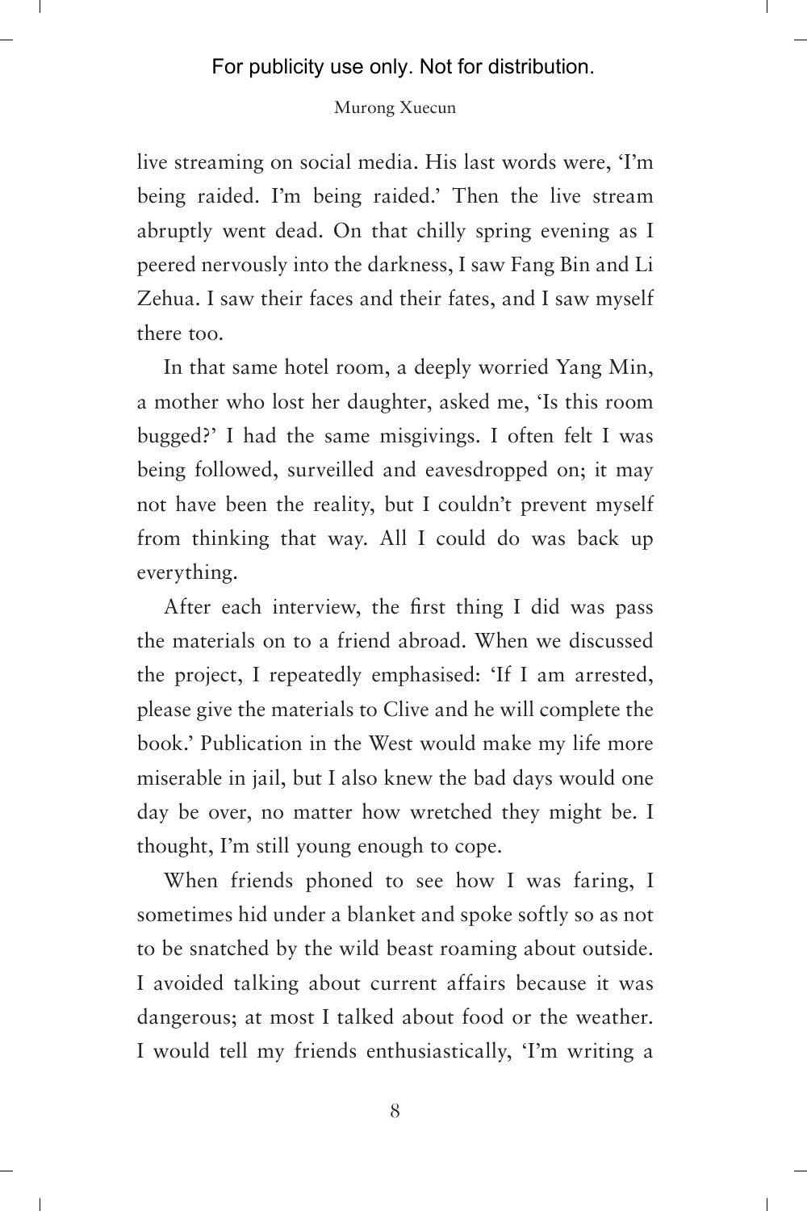live streaming on social media. His last words were, 'I'm being raided. I'm being raided.' Then the live stream abruptly went dead. On that chilly spring evening as I peered nervously into the darkness, I saw Fang Bin and Li Zehua. I saw their faces and their fates, and I saw myself there too.

In that same hotel room, a deeply worried Yang Min, a mother who lost her daughter, asked me, 'Is this room bugged?' I had the same misgivings. I often felt I was being followed, surveilled and eavesdropped on; it may not have been the reality, but I couldn't prevent myself from thinking that way. All I could do was back up everything.

After each interview, the first thing I did was pass the materials on to a friend abroad. When we discussed the project, I repeatedly emphasised: 'If I am arrested, please give the materials to Clive and he will complete the book.' Publication in the West would make my life more miserable in jail, but I also knew the bad days would one day be over, no matter how wretched they might be. I thought, I'm still young enough to cope.

When friends phoned to see how I was faring, I sometimes hid under a blanket and spoke softly so as not to be snatched by the wild beast roaming about outside. I avoided talking about current affairs because it was dangerous; at most I talked about food or the weather. I would tell my friends enthusiastically, 'I'm writing a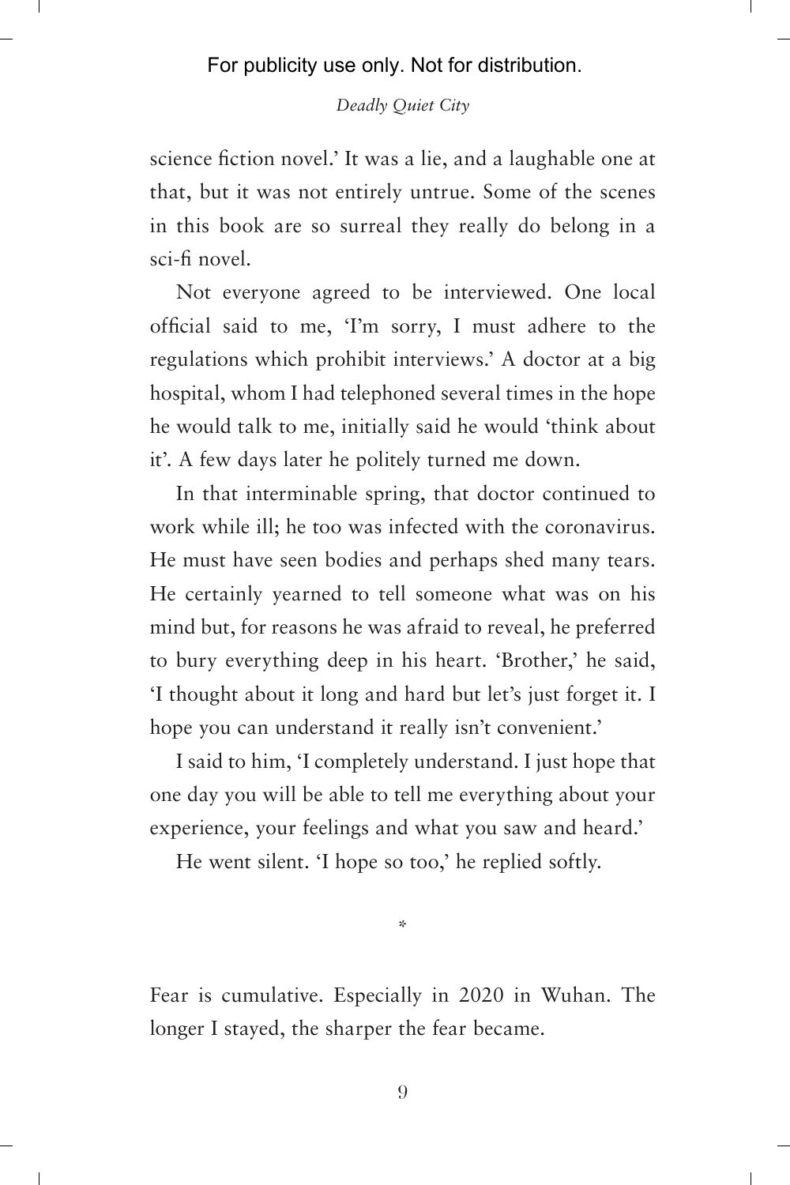science fiction novel.' It was a lie, and a laughable one at that, but it was not entirely untrue. Some of the scenes in this book are so surreal they really do belong in a sci-fi novel.

Not everyone agreed to be interviewed. One local official said to me, 'I'm sorry, I must adhere to the regulations which prohibit interviews.' A doctor at a big hospital, whom I had telephoned several times in the hope he would talk to me, initially said he would 'think about it'. A few days later he politely turned me down.

In that interminable spring, that doctor continued to work while ill; he too was infected with the coronavirus. He must have seen bodies and perhaps shed many tears. He certainly yearned to tell someone what was on his mind but, for reasons he was afraid to reveal, he preferred to bury everything deep in his heart. 'Brother,' he said, 'I thought about it long and hard but let's just forget it. I hope you can understand it really isn't convenient.'

I said to him, 'I completely understand. I just hope that one day you will be able to tell me everything about your experience, your feelings and what you saw and heard.'

He went silent. 'I hope so too,' he replied softly.

*

Fear is cumulative. Especially in 2020 in Wuhan. The longer I stayed, the sharper the fear became.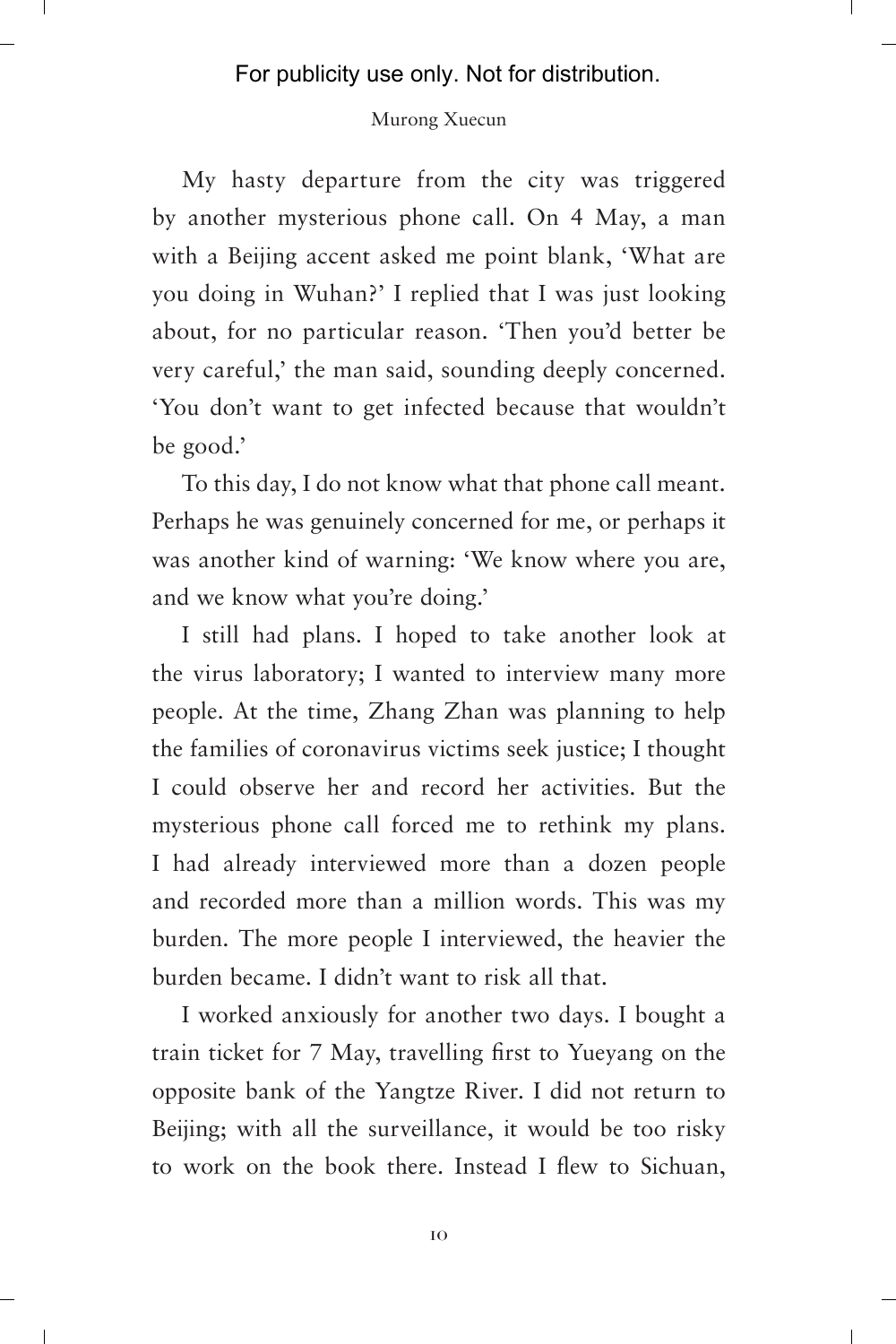My hasty departure from the city was triggered by another mysterious phone call. On 4 May, a man with a Beijing accent asked me point blank, 'What are you doing in Wuhan?' I replied that I was just looking about, for no particular reason. 'Then you'd better be very careful,' the man said, sounding deeply concerned. 'You don't want to get infected because that wouldn't be good.'

To this day, I do not know what that phone call meant. Perhaps he was genuinely concerned for me, or perhaps it was another kind of warning: 'We know where you are, and we know what you're doing.'

I still had plans. I hoped to take another look at the virus laboratory; I wanted to interview many more people. At the time, Zhang Zhan was planning to help the families of coronavirus victims seek justice; I thought I could observe her and record her activities. But the mysterious phone call forced me to rethink my plans. I had already interviewed more than a dozen people and recorded more than a million words. This was my burden. The more people I interviewed, the heavier the burden became. I didn't want to risk all that.

I worked anxiously for another two days. I bought a train ticket for 7 May, travelling first to Yueyang on the opposite bank of the Yangtze River. I did not return to Beijing; with all the surveillance, it would be too risky to work on the book there. Instead I flew to Sichuan,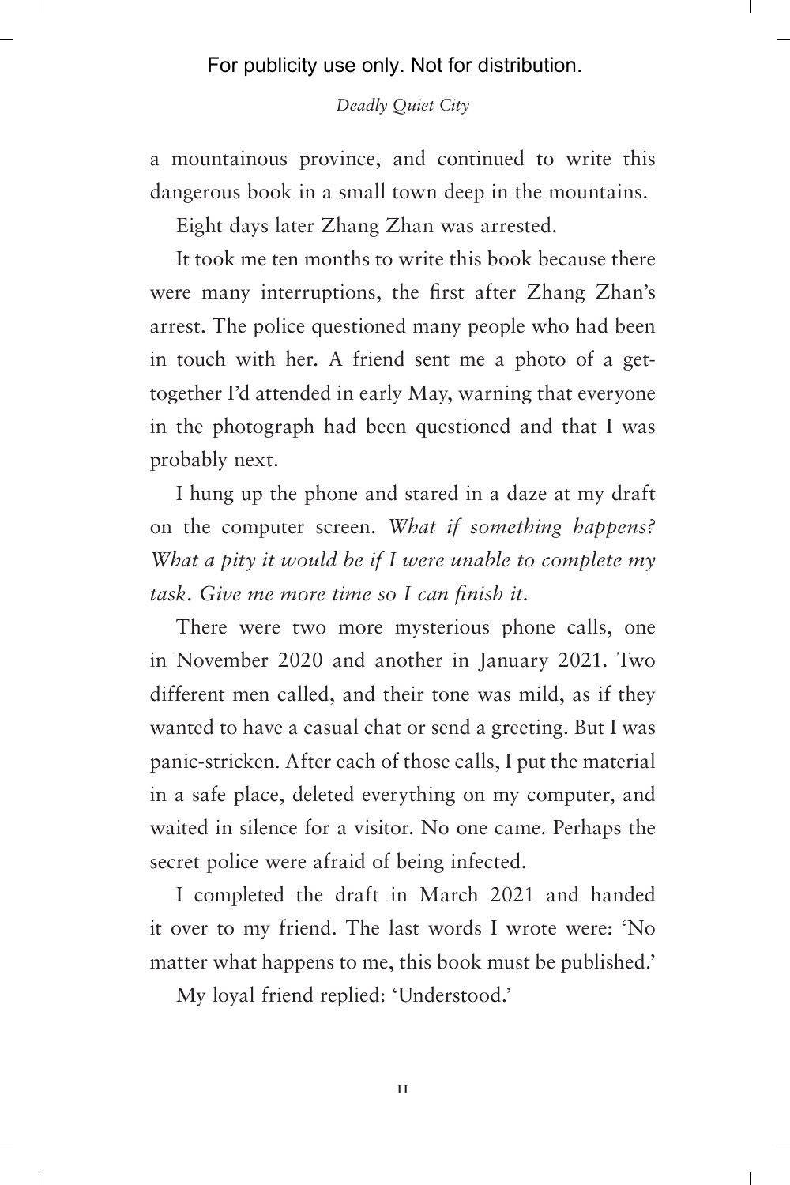a mountainous province, and continued to write this dangerous book in a small town deep in the mountains.

Eight days later Zhang Zhan was arrested.

It took me ten months to write this book because there were many interruptions, the first after Zhang Zhan's arrest. The police questioned many people who had been in touch with her. A friend sent me a photo of a get-together I'd attended in early May, warning that everyone in the photograph had been questioned and that I was probably next.

I hung up the phone and stared in a daze at my draft on the computer screen. *What if something happens? What a pity it would be if I were unable to complete my task. Give me more time so I can finish it.*

There were two more mysterious phone calls, one in November 2020 and another in January 2021. Two different men called, and their tone was mild, as if they wanted to have a casual chat or send a greeting. But I was panic-stricken. After each of those calls, I put the material in a safe place, deleted everything on my computer, and waited in silence for a visitor. No one came. Perhaps the secret police were afraid of being infected.

I completed the draft in March 2021 and handed it over to my friend. The last words I wrote were: 'No matter what happens to me, this book must be published.'

My loyal friend replied: 'Understood.'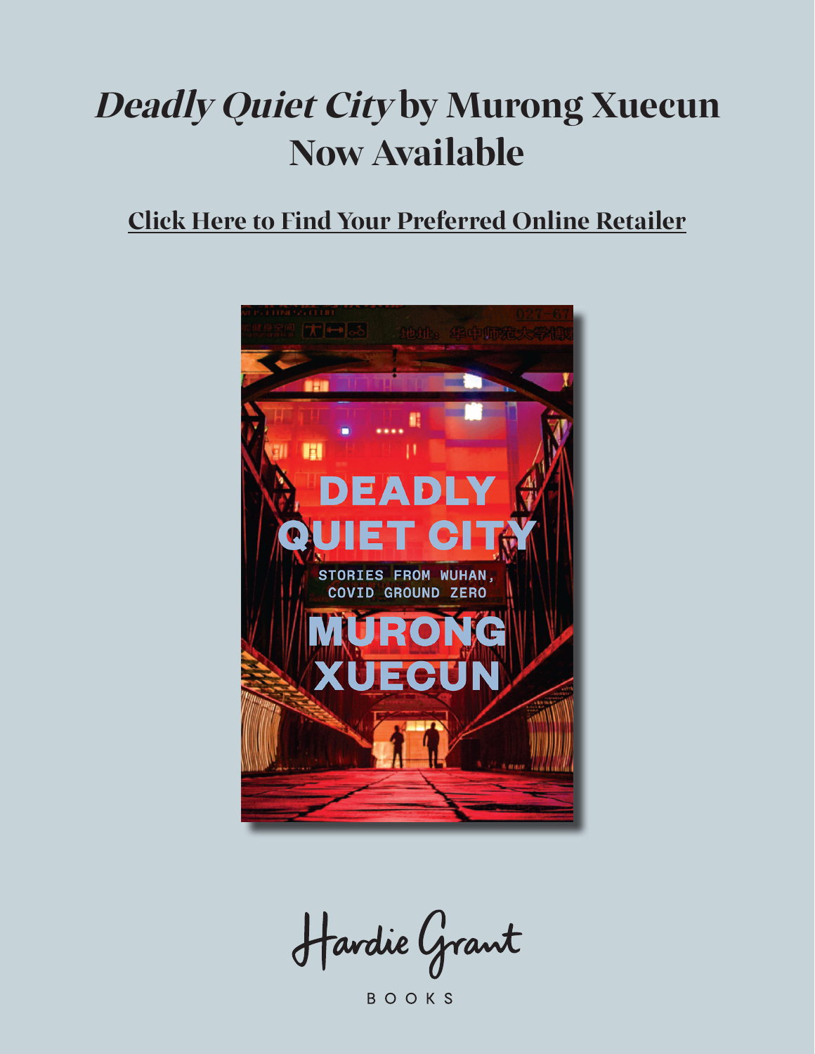# *Deadly Quiet City* by Murong Xuecun Now Available

Click Here to Find Your Preferred Online Retailer

DEADLY QUIET CITY

STORIES FROM WUHAN, COVID GROUND ZERO

MURONG XUECUN

Hardie Grant

BOOKS